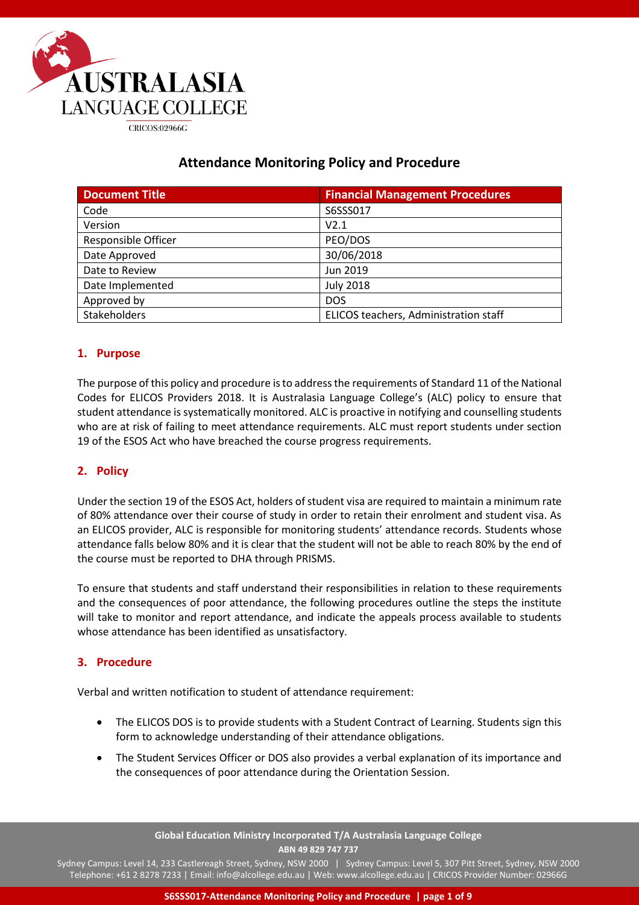# Attendance Monitoring Policy and Procedure

| Document Title | Financial Management Procedures |
| --- | --- |
| Code | S6SSS017 |
| Version | V2.1 |
| Responsible Officer | PEO/DOS |
| Date Approved | 30/06/2018 |
| Date to Review | Jun 2019 |
| Date Implemented | July 2018 |
| Approved by | DOS |
| Stakeholders | ELICOS teachers, Administration staff |

## 1. Purpose

The purpose of this policy and procedure is to address the requirements of Standard 11 of the National Codes for ELICOS Providers 2018. It is Australasia Language College's (ALC) policy to ensure that student attendance is systematically monitored. ALC is proactive in notifying and counselling students who are at risk of failing to meet attendance requirements. ALC must report students under section 19 of the ESOS Act who have breached the course progress requirements.

## 2. Policy

Under the section 19 of the ESOS Act, holders of student visa are required to maintain a minimum rate of 80% attendance over their course of study in order to retain their enrolment and student visa. As an ELICOS provider, ALC is responsible for monitoring students' attendance records. Students whose attendance falls below 80% and it is clear that the student will not be able to reach 80% by the end of the course must be reported to DHA through PRISMS.

To ensure that students and staff understand their responsibilities in relation to these requirements and the consequences of poor attendance, the following procedures outline the steps the institute will take to monitor and report attendance, and indicate the appeals process available to students whose attendance has been identified as unsatisfactory.

## 3. Procedure

Verbal and written notification to student of attendance requirement:

- The ELICOS DOS is to provide students with a Student Contract of Learning. Students sign this form to acknowledge understanding of their attendance obligations.
- The Student Services Officer or DOS also provides a verbal explanation of its importance and the consequences of poor attendance during the Orientation Session.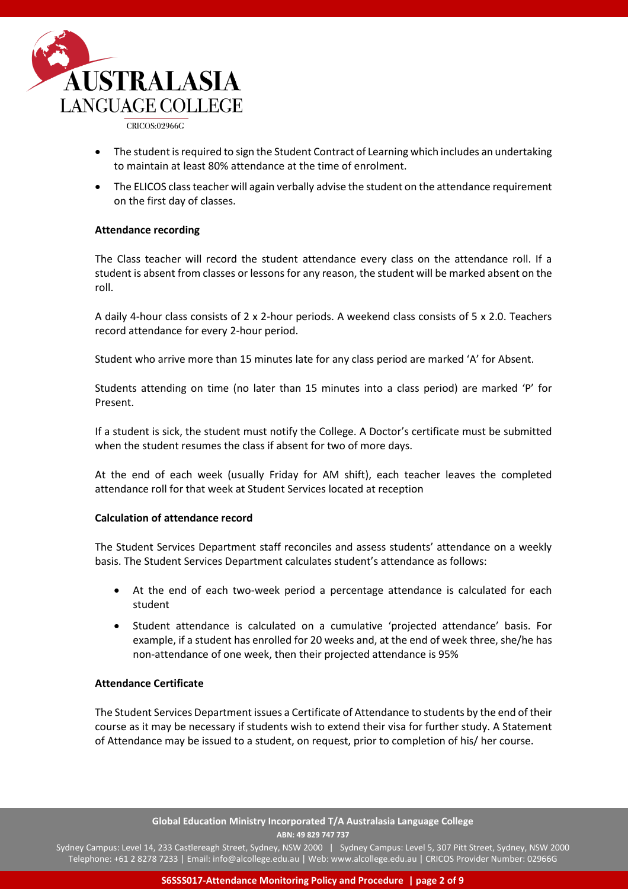- The student is required to sign the Student Contract of Learning which includes an undertaking to maintain at least 80% attendance at the time of enrolment.
- The ELICOS class teacher will again verbally advise the student on the attendance requirement on the first day of classes.

**Attendance recording**

The Class teacher will record the student attendance every class on the attendance roll. If a student is absent from classes or lessons for any reason, the student will be marked absent on the roll.

A daily 4-hour class consists of 2 x 2-hour periods. A weekend class consists of 5 x 2.0. Teachers record attendance for every 2-hour period.

Student who arrive more than 15 minutes late for any class period are marked 'A' for Absent.

Students attending on time (no later than 15 minutes into a class period) are marked 'P' for Present.

If a student is sick, the student must notify the College. A Doctor's certificate must be submitted when the student resumes the class if absent for two of more days.

At the end of each week (usually Friday for AM shift), each teacher leaves the completed attendance roll for that week at Student Services located at reception

**Calculation of attendance record**

The Student Services Department staff reconciles and assess students' attendance on a weekly basis. The Student Services Department calculates student's attendance as follows:

- At the end of each two-week period a percentage attendance is calculated for each student
- Student attendance is calculated on a cumulative 'projected attendance' basis. For example, if a student has enrolled for 20 weeks and, at the end of week three, she/he has non-attendance of one week, then their projected attendance is 95%

**Attendance Certificate**

The Student Services Department issues a Certificate of Attendance to students by the end of their course as it may be necessary if students wish to extend their visa for further study. A Statement of Attendance may be issued to a student, on request, prior to completion of his/ her course.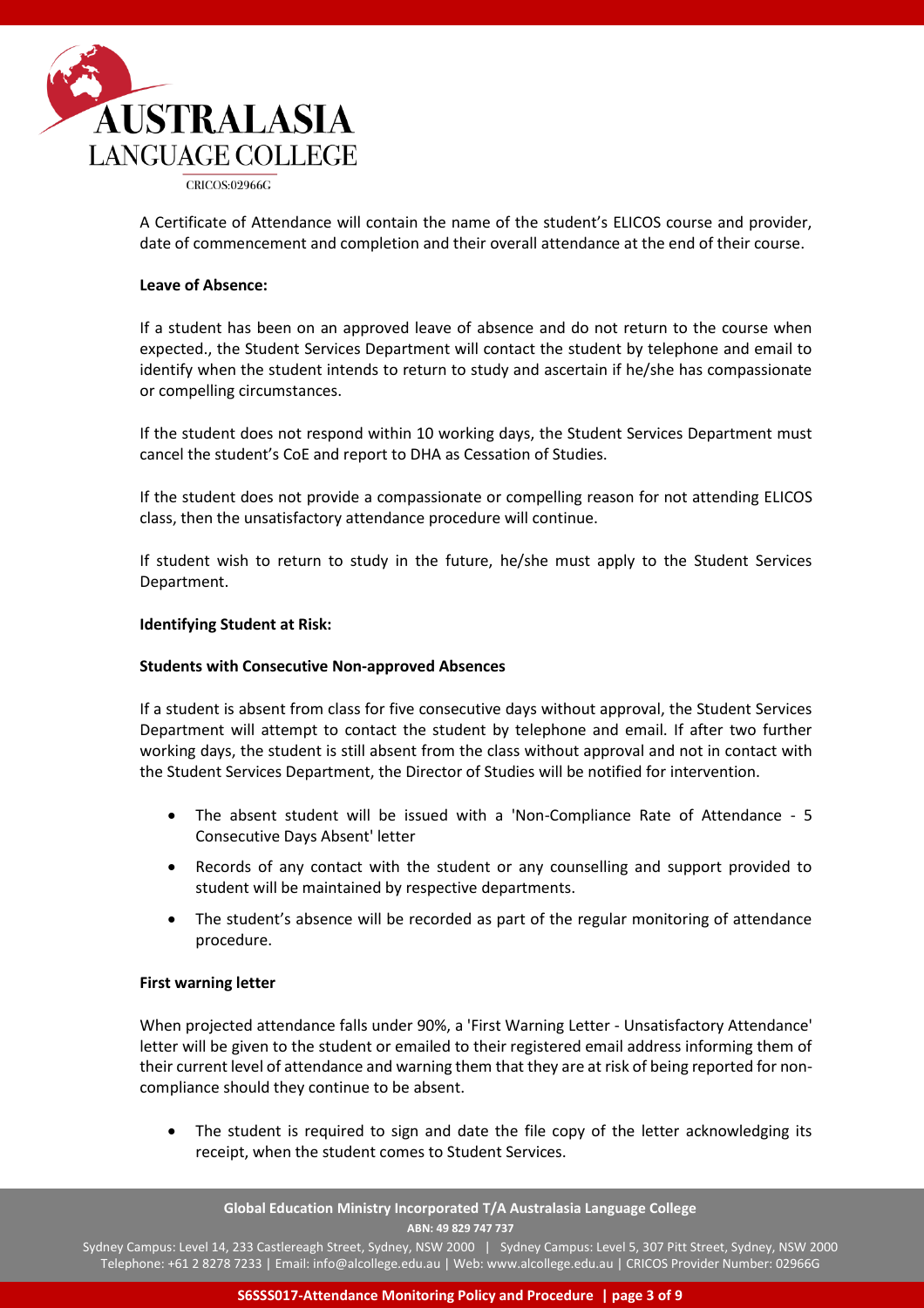A Certificate of Attendance will contain the name of the student's ELICOS course and provider, date of commencement and completion and their overall attendance at the end of their course.

**Leave of Absence:**

If a student has been on an approved leave of absence and do not return to the course when expected., the Student Services Department will contact the student by telephone and email to identify when the student intends to return to study and ascertain if he/she has compassionate or compelling circumstances.

If the student does not respond within 10 working days, the Student Services Department must cancel the student's CoE and report to DHA as Cessation of Studies.

If the student does not provide a compassionate or compelling reason for not attending ELICOS class, then the unsatisfactory attendance procedure will continue.

If student wish to return to study in the future, he/she must apply to the Student Services Department.

**Identifying Student at Risk:**

**Students with Consecutive Non-approved Absences**

If a student is absent from class for five consecutive days without approval, the Student Services Department will attempt to contact the student by telephone and email. If after two further working days, the student is still absent from the class without approval and not in contact with the Student Services Department, the Director of Studies will be notified for intervention.

- The absent student will be issued with a 'Non-Compliance Rate of Attendance - 5 Consecutive Days Absent' letter
- Records of any contact with the student or any counselling and support provided to student will be maintained by respective departments.
- The student's absence will be recorded as part of the regular monitoring of attendance procedure.

**First warning letter**

When projected attendance falls under 90%, a 'First Warning Letter - Unsatisfactory Attendance' letter will be given to the student or emailed to their registered email address informing them of their current level of attendance and warning them that they are at risk of being reported for non-compliance should they continue to be absent.

- The student is required to sign and date the file copy of the letter acknowledging its receipt, when the student comes to Student Services.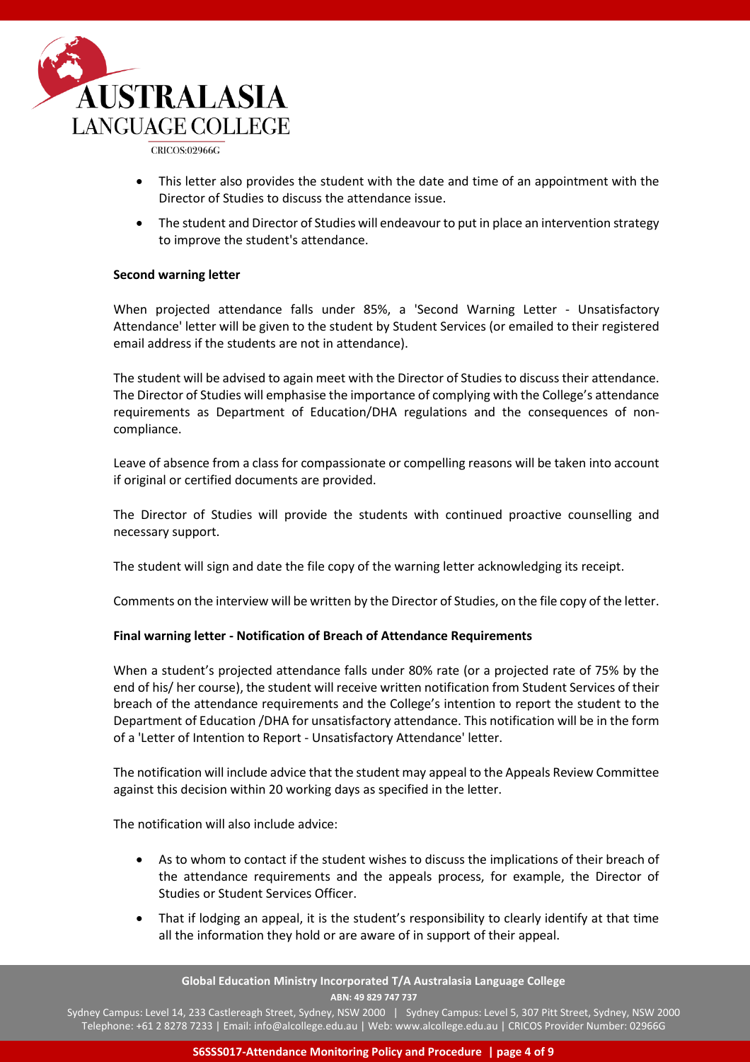- This letter also provides the student with the date and time of an appointment with the Director of Studies to discuss the attendance issue.
- The student and Director of Studies will endeavour to put in place an intervention strategy to improve the student's attendance.

**Second warning letter**

When projected attendance falls under 85%, a 'Second Warning Letter - Unsatisfactory Attendance' letter will be given to the student by Student Services (or emailed to their registered email address if the students are not in attendance).

The student will be advised to again meet with the Director of Studies to discuss their attendance. The Director of Studies will emphasise the importance of complying with the College's attendance requirements as Department of Education/DHA regulations and the consequences of non-compliance.

Leave of absence from a class for compassionate or compelling reasons will be taken into account if original or certified documents are provided.

The Director of Studies will provide the students with continued proactive counselling and necessary support.

The student will sign and date the file copy of the warning letter acknowledging its receipt.

Comments on the interview will be written by the Director of Studies, on the file copy of the letter.

**Final warning letter - Notification of Breach of Attendance Requirements**

When a student's projected attendance falls under 80% rate (or a projected rate of 75% by the end of his/ her course), the student will receive written notification from Student Services of their breach of the attendance requirements and the College's intention to report the student to the Department of Education /DHA for unsatisfactory attendance. This notification will be in the form of a 'Letter of Intention to Report - Unsatisfactory Attendance' letter.

The notification will include advice that the student may appeal to the Appeals Review Committee against this decision within 20 working days as specified in the letter.

The notification will also include advice:

- As to whom to contact if the student wishes to discuss the implications of their breach of the attendance requirements and the appeals process, for example, the Director of Studies or Student Services Officer.
- That if lodging an appeal, it is the student's responsibility to clearly identify at that time all the information they hold or are aware of in support of their appeal.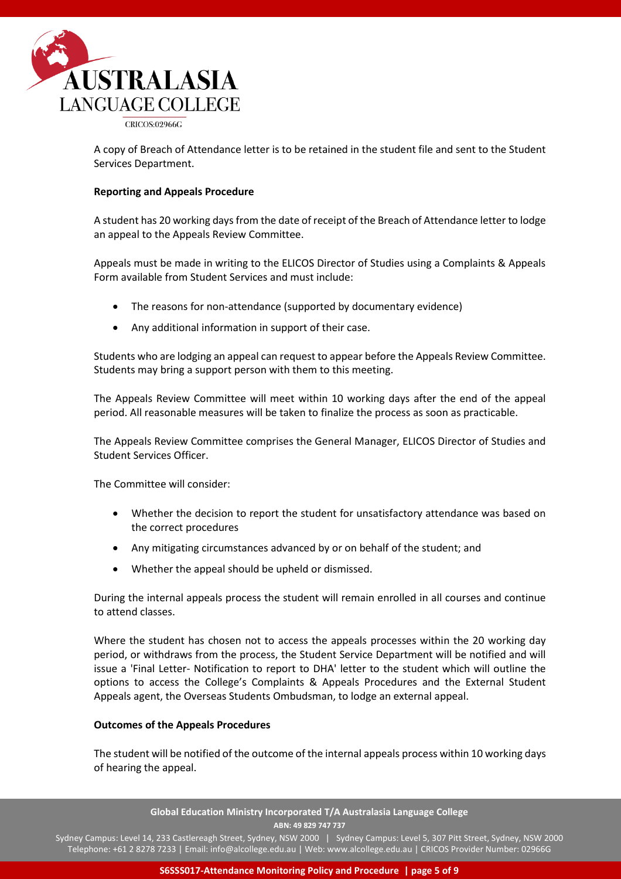A copy of Breach of Attendance letter is to be retained in the student file and sent to the Student Services Department.

**Reporting and Appeals Procedure**

A student has 20 working days from the date of receipt of the Breach of Attendance letter to lodge an appeal to the Appeals Review Committee.

Appeals must be made in writing to the ELICOS Director of Studies using a Complaints & Appeals Form available from Student Services and must include:

- The reasons for non-attendance (supported by documentary evidence)
- Any additional information in support of their case.

Students who are lodging an appeal can request to appear before the Appeals Review Committee. Students may bring a support person with them to this meeting.

The Appeals Review Committee will meet within 10 working days after the end of the appeal period. All reasonable measures will be taken to finalize the process as soon as practicable.

The Appeals Review Committee comprises the General Manager, ELICOS Director of Studies and Student Services Officer.

The Committee will consider:

- Whether the decision to report the student for unsatisfactory attendance was based on the correct procedures
- Any mitigating circumstances advanced by or on behalf of the student; and
- Whether the appeal should be upheld or dismissed.

During the internal appeals process the student will remain enrolled in all courses and continue to attend classes.

Where the student has chosen not to access the appeals processes within the 20 working day period, or withdraws from the process, the Student Service Department will be notified and will issue a 'Final Letter- Notification to report to DHA' letter to the student which will outline the options to access the College's Complaints & Appeals Procedures and the External Student Appeals agent, the Overseas Students Ombudsman, to lodge an external appeal.

**Outcomes of the Appeals Procedures**

The student will be notified of the outcome of the internal appeals process within 10 working days of hearing the appeal.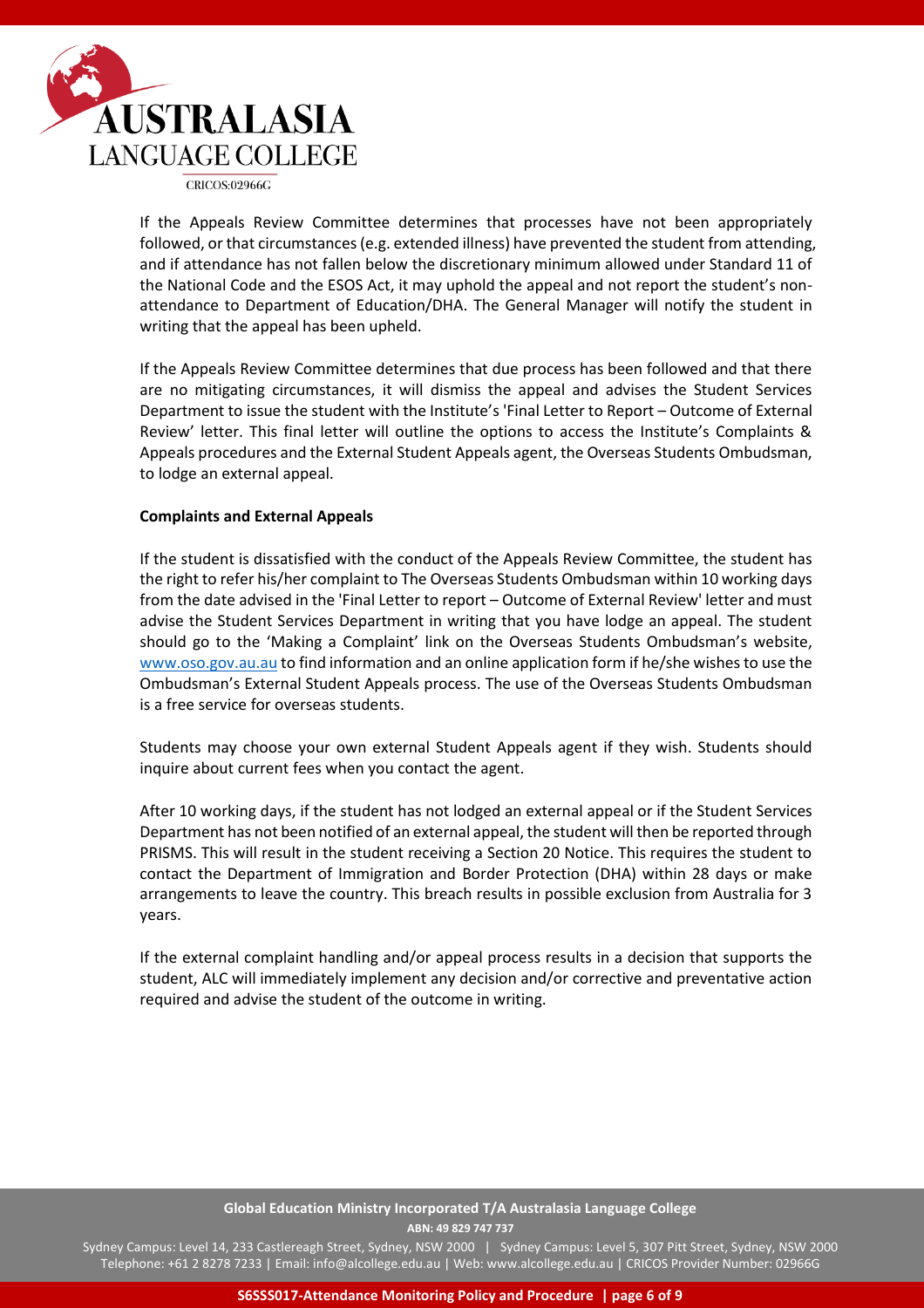If the Appeals Review Committee determines that processes have not been appropriately followed, or that circumstances (e.g. extended illness) have prevented the student from attending, and if attendance has not fallen below the discretionary minimum allowed under Standard 11 of the National Code and the ESOS Act, it may uphold the appeal and not report the student's non-attendance to Department of Education/DHA. The General Manager will notify the student in writing that the appeal has been upheld.

If the Appeals Review Committee determines that due process has been followed and that there are no mitigating circumstances, it will dismiss the appeal and advises the Student Services Department to issue the student with the Institute's 'Final Letter to Report – Outcome of External Review' letter. This final letter will outline the options to access the Institute's Complaints & Appeals procedures and the External Student Appeals agent, the Overseas Students Ombudsman, to lodge an external appeal.

**Complaints and External Appeals**

If the student is dissatisfied with the conduct of the Appeals Review Committee, the student has the right to refer his/her complaint to The Overseas Students Ombudsman within 10 working days from the date advised in the 'Final Letter to report – Outcome of External Review' letter and must advise the Student Services Department in writing that you have lodge an appeal. The student should go to the 'Making a Complaint' link on the Overseas Students Ombudsman's website, www.oso.gov.au.au to find information and an online application form if he/she wishes to use the Ombudsman's External Student Appeals process. The use of the Overseas Students Ombudsman is a free service for overseas students.

Students may choose your own external Student Appeals agent if they wish. Students should inquire about current fees when you contact the agent.

After 10 working days, if the student has not lodged an external appeal or if the Student Services Department has not been notified of an external appeal, the student will then be reported through PRISMS. This will result in the student receiving a Section 20 Notice. This requires the student to contact the Department of Immigration and Border Protection (DHA) within 28 days or make arrangements to leave the country. This breach results in possible exclusion from Australia for 3 years.

If the external complaint handling and/or appeal process results in a decision that supports the student, ALC will immediately implement any decision and/or corrective and preventative action required and advise the student of the outcome in writing.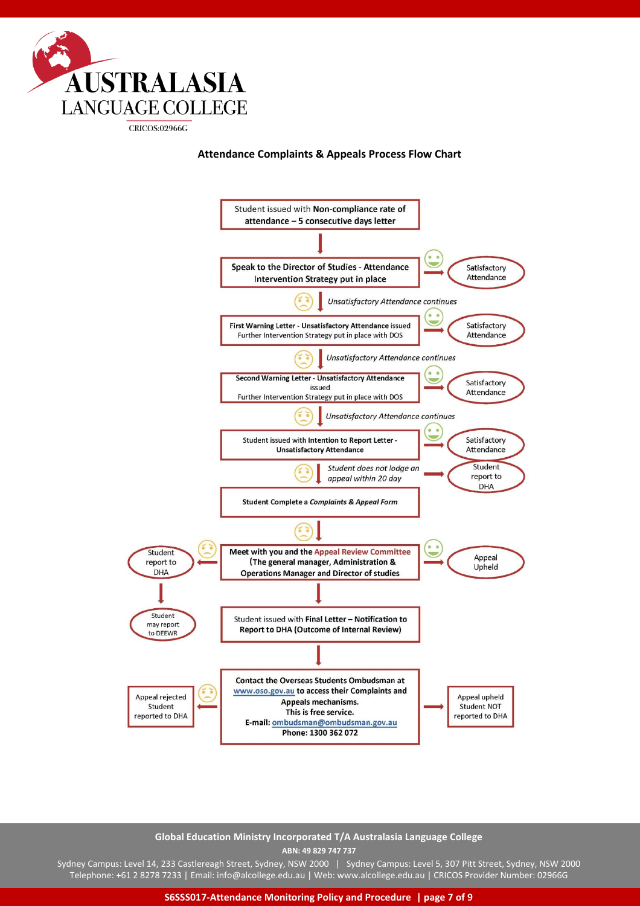**AUSTRALASIA LANGUAGE COLLEGE**

CRICOS:02966G

## Attendance Complaints & Appeals Process Flow Chart

**Student issued with Non-compliance rate of attendance – 5 consecutive days letter**

↓

**Speak to the Director of Studies - Attendance Intervention Strategy put in place** → Satisfactory Attendance

↓ *Unsatisfactory Attendance continues*

**First Warning Letter - Unsatisfactory Attendance** issued
Further Intervention Strategy put in place with DOS → Satisfactory Attendance

↓ *Unsatisfactory Attendance continues*

**Second Warning Letter - Unsatisfactory Attendance** issued
Further Intervention Strategy put in place with DOS → Satisfactory Attendance

↓ *Unsatisfactory Attendance continues*

Student issued with **Intention to Report Letter - Unsatisfactory Attendance** → Satisfactory Attendance

↓ *Student does not lodge an appeal within 20 day* → Student report to DHA

**Student Complete a *Complaints & Appeal Form***

↓

**Meet with you and the Appeal Review Committee (The general manager, Administration & Operations Manager and Director of studies** → Appeal Upheld

← Student report to DHA → Student may report to DEEWR

↓

Student issued with **Final Letter – Notification to Report to DHA (Outcome of Internal Review)**

↓

**Contact the Overseas Students Ombudsman at www.oso.gov.au to access their Complaints and Appeals mechanisms.**
**This is free service.**
**E-mail: ombudsman@ombudsman.gov.au**
**Phone: 1300 362 072**

← Appeal rejected Student reported to DHA

→ Appeal upheld Student NOT reported to DHA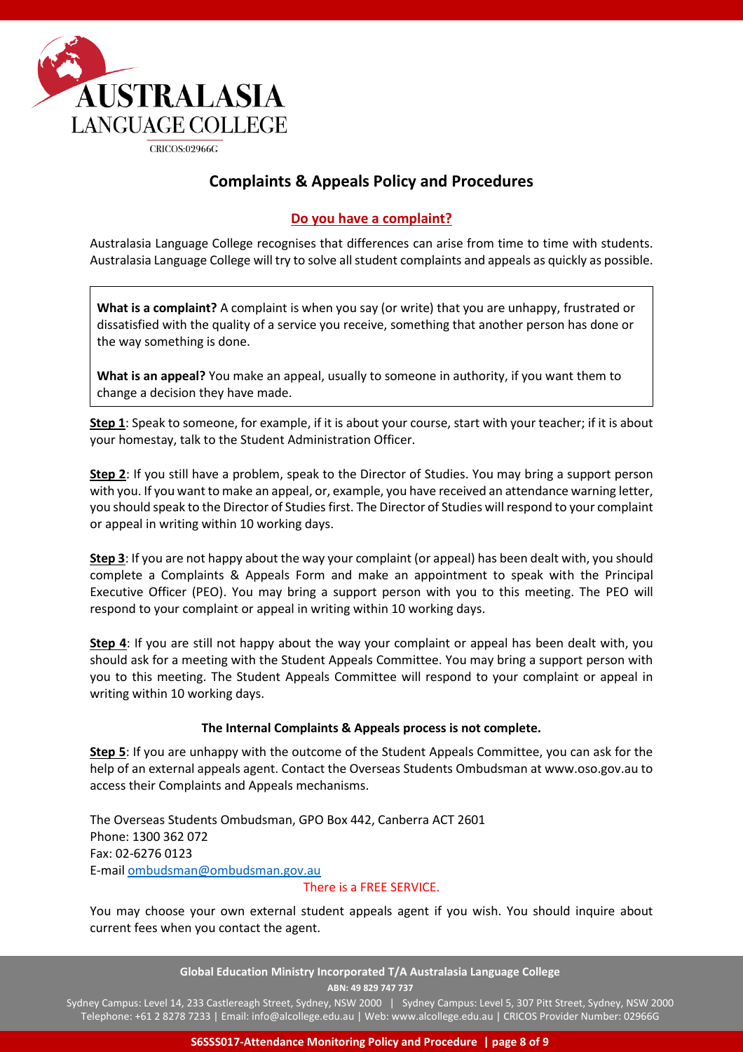# Complaints & Appeals Policy and Procedures

## Do you have a complaint?

Australasia Language College recognises that differences can arise from time to time with students. Australasia Language College will try to solve all student complaints and appeals as quickly as possible.

**What is a complaint?** A complaint is when you say (or write) that you are unhappy, frustrated or dissatisfied with the quality of a service you receive, something that another person has done or the way something is done.

**What is an appeal?** You make an appeal, usually to someone in authority, if you want them to change a decision they have made.

**Step 1**: Speak to someone, for example, if it is about your course, start with your teacher; if it is about your homestay, talk to the Student Administration Officer.

**Step 2**: If you still have a problem, speak to the Director of Studies. You may bring a support person with you. If you want to make an appeal, or, example, you have received an attendance warning letter, you should speak to the Director of Studies first. The Director of Studies will respond to your complaint or appeal in writing within 10 working days.

**Step 3**: If you are not happy about the way your complaint (or appeal) has been dealt with, you should complete a Complaints & Appeals Form and make an appointment to speak with the Principal Executive Officer (PEO). You may bring a support person with you to this meeting. The PEO will respond to your complaint or appeal in writing within 10 working days.

**Step 4**: If you are still not happy about the way your complaint or appeal has been dealt with, you should ask for a meeting with the Student Appeals Committee. You may bring a support person with you to this meeting. The Student Appeals Committee will respond to your complaint or appeal in writing within 10 working days.

**The Internal Complaints & Appeals process is not complete.**

**Step 5**: If you are unhappy with the outcome of the Student Appeals Committee, you can ask for the help of an external appeals agent. Contact the Overseas Students Ombudsman at www.oso.gov.au to access their Complaints and Appeals mechanisms.

The Overseas Students Ombudsman, GPO Box 442, Canberra ACT 2601
Phone: 1300 362 072
Fax: 02-6276 0123
E-mail ombudsman@ombudsman.gov.au

There is a FREE SERVICE.

You may choose your own external student appeals agent if you wish. You should inquire about current fees when you contact the agent.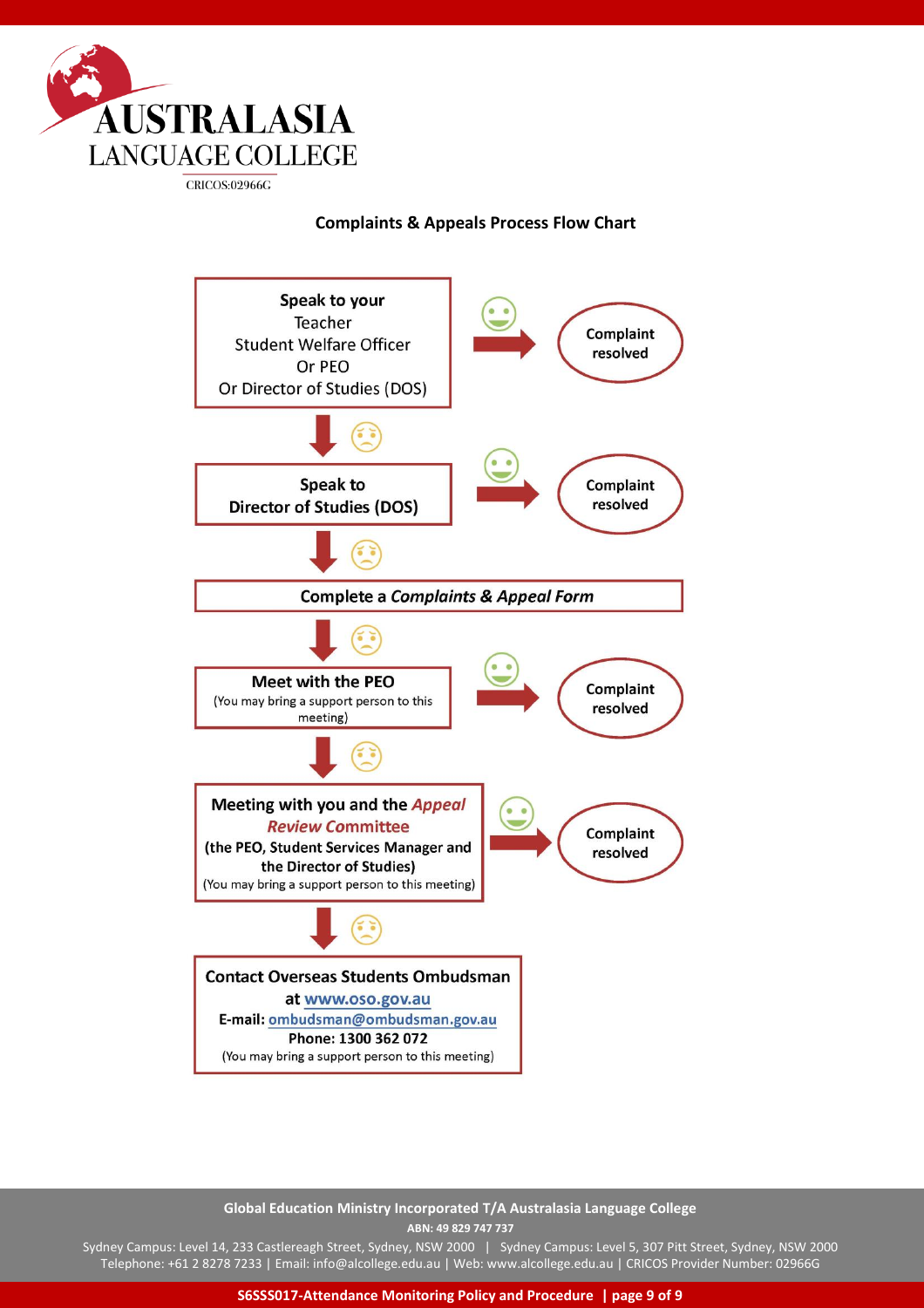AUSTRALASIA LANGUAGE COLLEGE

CRICOS:02966G

## Complaints & Appeals Process Flow Chart

**Speak to your**
Teacher
Student Welfare Officer
Or PEO
Or Director of Studies (DOS)

→ **Complaint resolved**

↓

**Speak to Director of Studies (DOS)**

→ **Complaint resolved**

↓

**Complete a *Complaints & Appeal Form***

↓

**Meet with the PEO**
(You may bring a support person to this meeting)

→ **Complaint resolved**

↓

**Meeting with you and the *Appeal Review Committee***
**(the PEO, Student Services Manager and the Director of Studies)**
(You may bring a support person to this meeting)

→ **Complaint resolved**

↓

**Contact Overseas Students Ombudsman at www.oso.gov.au**
**E-mail:** ombudsman@ombudsman.gov.au
**Phone: 1300 362 072**
(You may bring a support person to this meeting)

**Global Education Ministry Incorporated T/A Australasia Language College**
**ABN: 49 829 747 737**
Sydney Campus: Level 14, 233 Castlereagh Street, Sydney, NSW 2000 | Sydney Campus: Level 5, 307 Pitt Street, Sydney, NSW 2000
Telephone: +61 2 8278 7233 | Email: info@alcollege.edu.au | Web: www.alcollege.edu.au | CRICOS Provider Number: 02966G